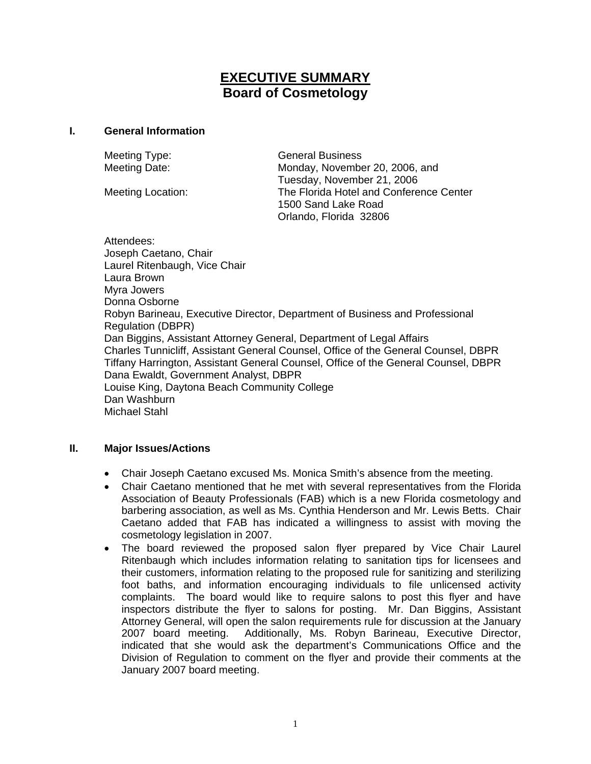# EXECUTIVE SUMMARY
# Board of Cosmetology

## I. General Information

Meeting Type: General Business

Meeting Date: Monday, November 20, 2006, and Tuesday, November 21, 2006

Meeting Location: The Florida Hotel and Conference Center
1500 Sand Lake Road
Orlando, Florida 32806

Attendees:
Joseph Caetano, Chair
Laurel Ritenbaugh, Vice Chair
Laura Brown
Myra Jowers
Donna Osborne
Robyn Barineau, Executive Director, Department of Business and Professional Regulation (DBPR)
Dan Biggins, Assistant Attorney General, Department of Legal Affairs
Charles Tunnicliff, Assistant General Counsel, Office of the General Counsel, DBPR
Tiffany Harrington, Assistant General Counsel, Office of the General Counsel, DBPR
Dana Ewaldt, Government Analyst, DBPR
Louise King, Daytona Beach Community College
Dan Washburn
Michael Stahl

## II. Major Issues/Actions

- Chair Joseph Caetano excused Ms. Monica Smith's absence from the meeting.
- Chair Caetano mentioned that he met with several representatives from the Florida Association of Beauty Professionals (FAB) which is a new Florida cosmetology and barbering association, as well as Ms. Cynthia Henderson and Mr. Lewis Betts. Chair Caetano added that FAB has indicated a willingness to assist with moving the cosmetology legislation in 2007.
- The board reviewed the proposed salon flyer prepared by Vice Chair Laurel Ritenbaugh which includes information relating to sanitation tips for licensees and their customers, information relating to the proposed rule for sanitizing and sterilizing foot baths, and information encouraging individuals to file unlicensed activity complaints. The board would like to require salons to post this flyer and have inspectors distribute the flyer to salons for posting. Mr. Dan Biggins, Assistant Attorney General, will open the salon requirements rule for discussion at the January 2007 board meeting. Additionally, Ms. Robyn Barineau, Executive Director, indicated that she would ask the department's Communications Office and the Division of Regulation to comment on the flyer and provide their comments at the January 2007 board meeting.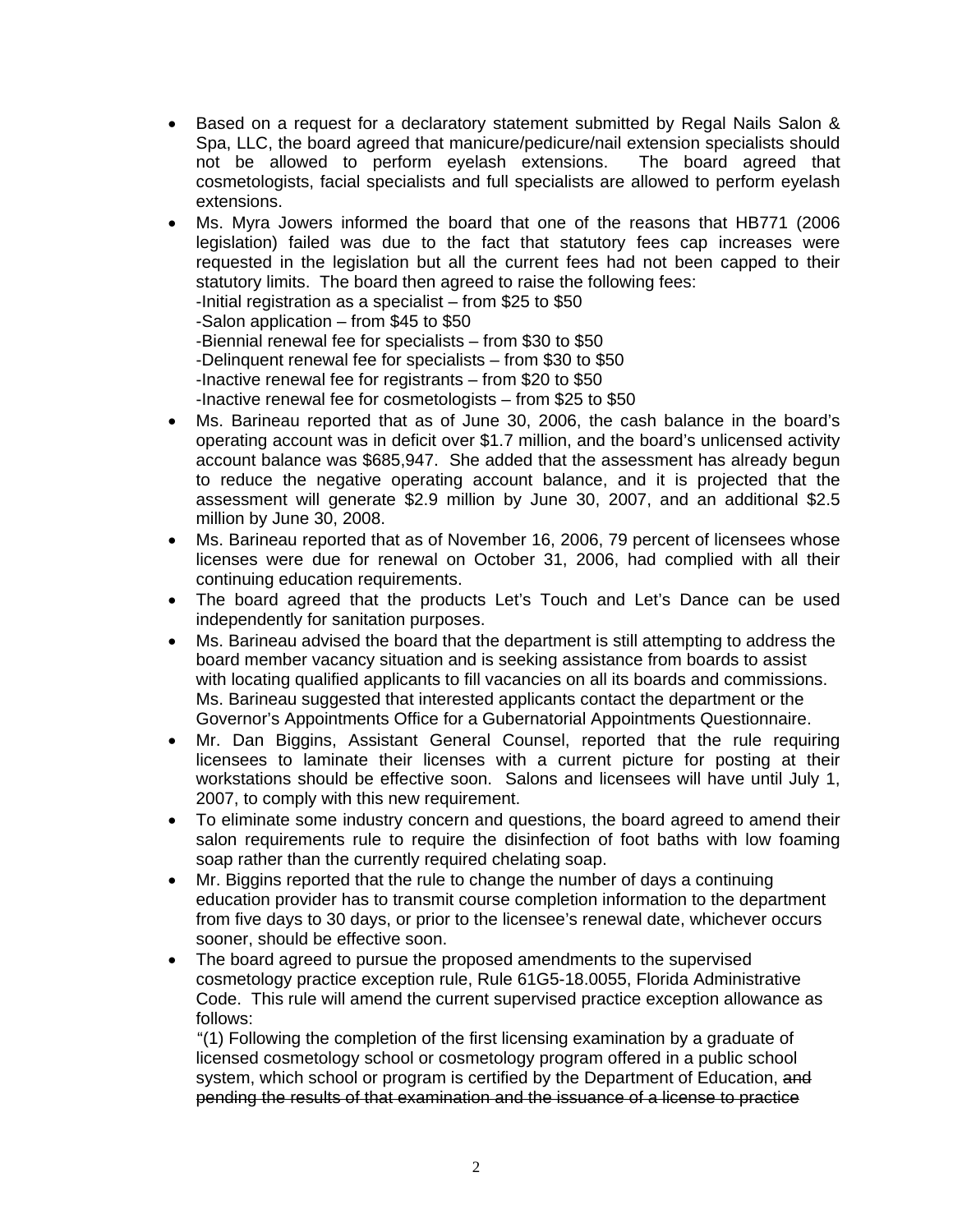- Based on a request for a declaratory statement submitted by Regal Nails Salon & Spa, LLC, the board agreed that manicure/pedicure/nail extension specialists should not be allowed to perform eyelash extensions. The board agreed that cosmetologists, facial specialists and full specialists are allowed to perform eyelash extensions.
- Ms. Myra Jowers informed the board that one of the reasons that HB771 (2006 legislation) failed was due to the fact that statutory fees cap increases were requested in the legislation but all the current fees had not been capped to their statutory limits. The board then agreed to raise the following fees:
  -Initial registration as a specialist – from $25 to $50
  -Salon application – from $45 to $50
  -Biennial renewal fee for specialists – from $30 to $50
  -Delinquent renewal fee for specialists – from $30 to $50
  -Inactive renewal fee for registrants – from $20 to $50
  -Inactive renewal fee for cosmetologists – from $25 to $50
- Ms. Barineau reported that as of June 30, 2006, the cash balance in the board's operating account was in deficit over $1.7 million, and the board's unlicensed activity account balance was $685,947. She added that the assessment has already begun to reduce the negative operating account balance, and it is projected that the assessment will generate $2.9 million by June 30, 2007, and an additional $2.5 million by June 30, 2008.
- Ms. Barineau reported that as of November 16, 2006, 79 percent of licensees whose licenses were due for renewal on October 31, 2006, had complied with all their continuing education requirements.
- The board agreed that the products Let's Touch and Let's Dance can be used independently for sanitation purposes.
- Ms. Barineau advised the board that the department is still attempting to address the board member vacancy situation and is seeking assistance from boards to assist with locating qualified applicants to fill vacancies on all its boards and commissions. Ms. Barineau suggested that interested applicants contact the department or the Governor's Appointments Office for a Gubernatorial Appointments Questionnaire.
- Mr. Dan Biggins, Assistant General Counsel, reported that the rule requiring licensees to laminate their licenses with a current picture for posting at their workstations should be effective soon. Salons and licensees will have until July 1, 2007, to comply with this new requirement.
- To eliminate some industry concern and questions, the board agreed to amend their salon requirements rule to require the disinfection of foot baths with low foaming soap rather than the currently required chelating soap.
- Mr. Biggins reported that the rule to change the number of days a continuing education provider has to transmit course completion information to the department from five days to 30 days, or prior to the licensee's renewal date, whichever occurs sooner, should be effective soon.
- The board agreed to pursue the proposed amendments to the supervised cosmetology practice exception rule, Rule 61G5-18.0055, Florida Administrative Code. This rule will amend the current supervised practice exception allowance as follows:
  "(1) Following the completion of the first licensing examination by a graduate of licensed cosmetology school or cosmetology program offered in a public school system, which school or program is certified by the Department of Education, ~~and pending the results of that examination and the issuance of a license to practice~~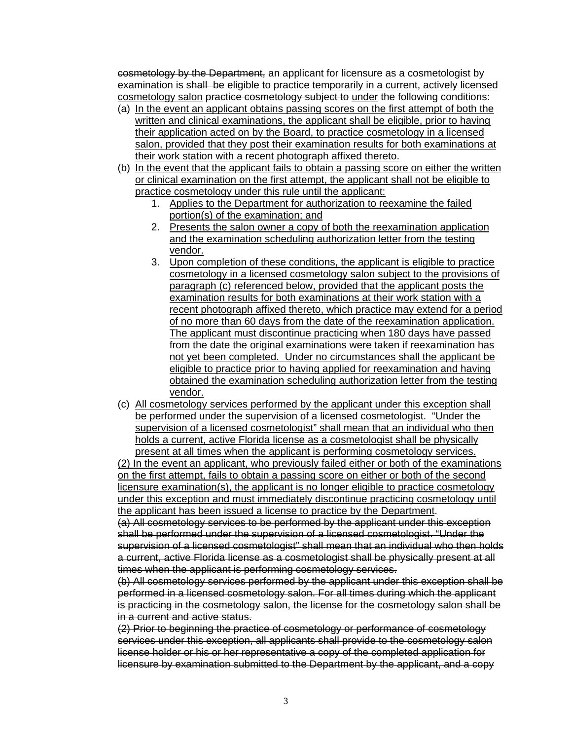~~cosmetology by the Department,~~ an applicant for licensure as a cosmetologist by examination is ~~shall be~~ eligible to <u>practice temporarily in a current, actively licensed cosmetology salon</u> ~~practice cosmetology subject to~~ <u>under</u> the following conditions:

(a) <u>In the event an applicant obtains passing scores on the first attempt of both the written and clinical examinations, the applicant shall be eligible, prior to having their application acted on by the Board, to practice cosmetology in a licensed salon, provided that they post their examination results for both examinations at their work station with a recent photograph affixed thereto.</u>

(b) <u>In the event that the applicant fails to obtain a passing score on either the written or clinical examination on the first attempt, the applicant shall not be eligible to practice cosmetology under this rule until the applicant:</u>

1. <u>Applies to the Department for authorization to reexamine the failed portion(s) of the examination; and</u>
2. <u>Presents the salon owner a copy of both the reexamination application and the examination scheduling authorization letter from the testing vendor.</u>
3. <u>Upon completion of these conditions, the applicant is eligible to practice cosmetology in a licensed cosmetology salon subject to the provisions of paragraph (c) referenced below, provided that the applicant posts the examination results for both examinations at their work station with a recent photograph affixed thereto, which practice may extend for a period of no more than 60 days from the date of the reexamination application. The applicant must discontinue practicing when 180 days have passed from the date the original examinations were taken if reexamination has not yet been completed. Under no circumstances shall the applicant be eligible to practice prior to having applied for reexamination and having obtained the examination scheduling authorization letter from the testing vendor.</u>

(c) <u>All cosmetology services performed by the applicant under this exception shall be performed under the supervision of a licensed cosmetologist. "Under the supervision of a licensed cosmetologist" shall mean that an individual who then holds a current, active Florida license as a cosmetologist shall be physically present at all times when the applicant is performing cosmetology services.</u>

<u>(2) In the event an applicant, who previously failed either or both of the examinations on the first attempt, fails to obtain a passing score on either or both of the second licensure examination(s), the applicant is no longer eligible to practice cosmetology under this exception and must immediately discontinue practicing cosmetology until the applicant has been issued a license to practice by the Department</u>.

~~(a) All cosmetology services to be performed by the applicant under this exception shall be performed under the supervision of a licensed cosmetologist. "Under the supervision of a licensed cosmetologist" shall mean that an individual who then holds a current, active Florida license as a cosmetologist shall be physically present at all times when the applicant is performing cosmetology services.~~

~~(b) All cosmetology services performed by the applicant under this exception shall be performed in a licensed cosmetology salon. For all times during which the applicant is practicing in the cosmetology salon, the license for the cosmetology salon shall be in a current and active status.~~

~~(2) Prior to beginning the practice of cosmetology or performance of cosmetology services under this exception, all applicants shall provide to the cosmetology salon license holder or his or her representative a copy of the completed application for licensure by examination submitted to the Department by the applicant, and a copy~~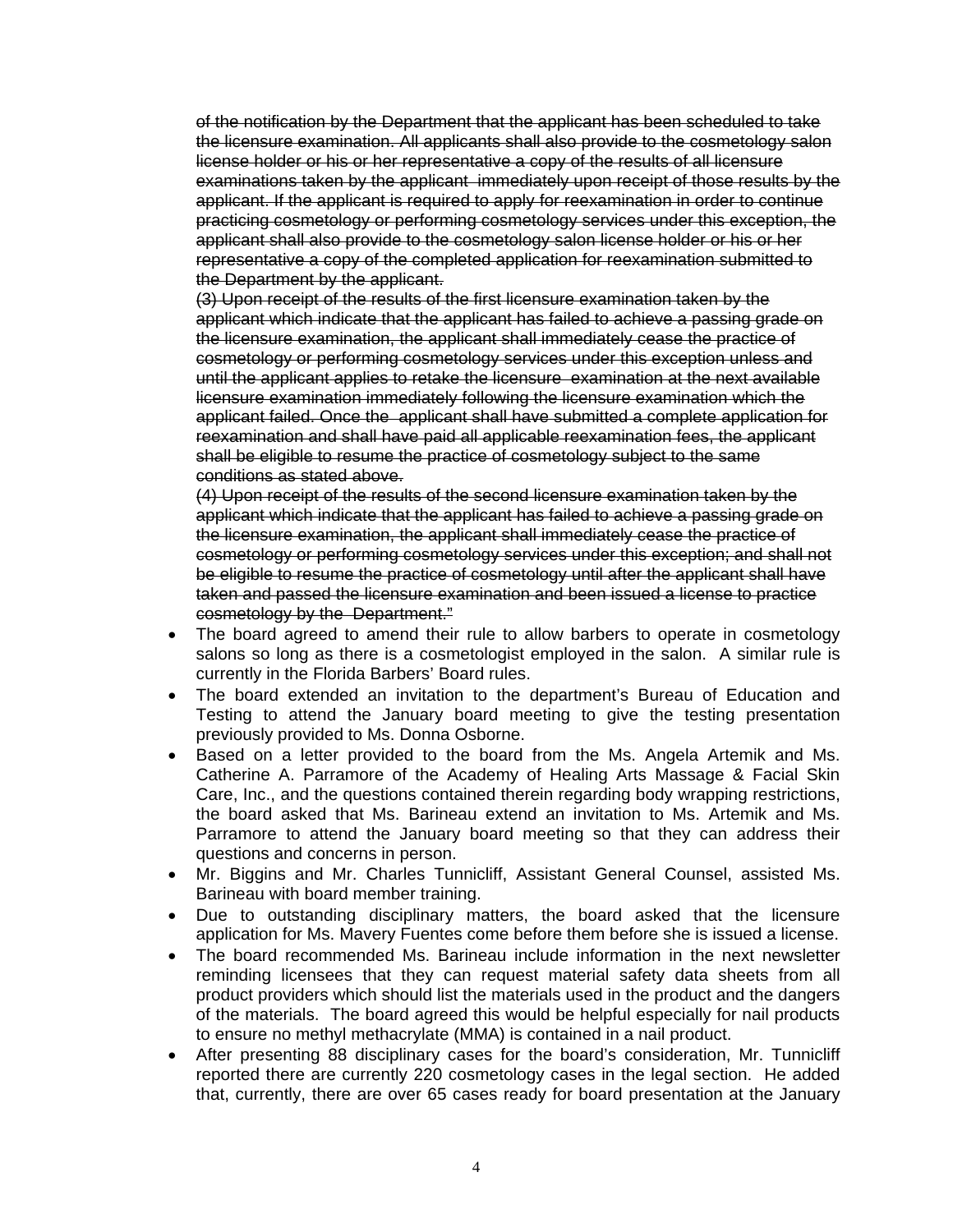~~of the notification by the Department that the applicant has been scheduled to take the licensure examination. All applicants shall also provide to the cosmetology salon license holder or his or her representative a copy of the results of all licensure examinations taken by the applicant immediately upon receipt of those results by the applicant. If the applicant is required to apply for reexamination in order to continue practicing cosmetology or performing cosmetology services under this exception, the applicant shall also provide to the cosmetology salon license holder or his or her representative a copy of the completed application for reexamination submitted to the Department by the applicant.~~

~~(3) Upon receipt of the results of the first licensure examination taken by the applicant which indicate that the applicant has failed to achieve a passing grade on the licensure examination, the applicant shall immediately cease the practice of cosmetology or performing cosmetology services under this exception unless and until the applicant applies to retake the licensure examination at the next available licensure examination immediately following the licensure examination which the applicant failed. Once the applicant shall have submitted a complete application for reexamination and shall have paid all applicable reexamination fees, the applicant shall be eligible to resume the practice of cosmetology subject to the same conditions as stated above.~~

~~(4) Upon receipt of the results of the second licensure examination taken by the applicant which indicate that the applicant has failed to achieve a passing grade on the licensure examination, the applicant shall immediately cease the practice of cosmetology or performing cosmetology services under this exception; and shall not be eligible to resume the practice of cosmetology until after the applicant shall have taken and passed the licensure examination and been issued a license to practice cosmetology by the Department."~~

- The board agreed to amend their rule to allow barbers to operate in cosmetology salons so long as there is a cosmetologist employed in the salon. A similar rule is currently in the Florida Barbers' Board rules.
- The board extended an invitation to the department's Bureau of Education and Testing to attend the January board meeting to give the testing presentation previously provided to Ms. Donna Osborne.
- Based on a letter provided to the board from the Ms. Angela Artemik and Ms. Catherine A. Parramore of the Academy of Healing Arts Massage & Facial Skin Care, Inc., and the questions contained therein regarding body wrapping restrictions, the board asked that Ms. Barineau extend an invitation to Ms. Artemik and Ms. Parramore to attend the January board meeting so that they can address their questions and concerns in person.
- Mr. Biggins and Mr. Charles Tunnicliff, Assistant General Counsel, assisted Ms. Barineau with board member training.
- Due to outstanding disciplinary matters, the board asked that the licensure application for Ms. Mavery Fuentes come before them before she is issued a license.
- The board recommended Ms. Barineau include information in the next newsletter reminding licensees that they can request material safety data sheets from all product providers which should list the materials used in the product and the dangers of the materials. The board agreed this would be helpful especially for nail products to ensure no methyl methacrylate (MMA) is contained in a nail product.
- After presenting 88 disciplinary cases for the board's consideration, Mr. Tunnicliff reported there are currently 220 cosmetology cases in the legal section. He added that, currently, there are over 65 cases ready for board presentation at the January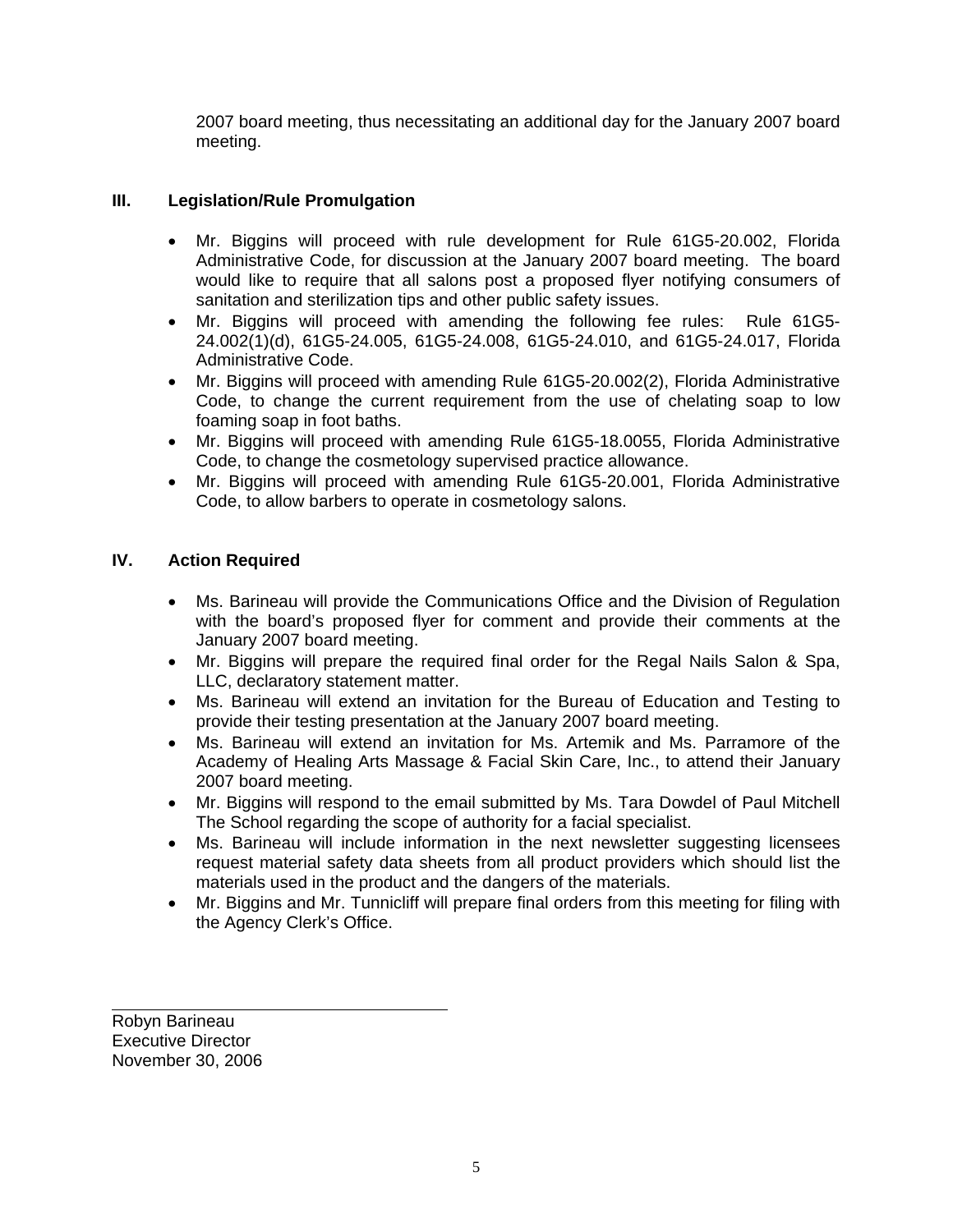2007 board meeting, thus necessitating an additional day for the January 2007 board meeting.

## III. Legislation/Rule Promulgation

- Mr. Biggins will proceed with rule development for Rule 61G5-20.002, Florida Administrative Code, for discussion at the January 2007 board meeting. The board would like to require that all salons post a proposed flyer notifying consumers of sanitation and sterilization tips and other public safety issues.
- Mr. Biggins will proceed with amending the following fee rules: Rule 61G5-24.002(1)(d), 61G5-24.005, 61G5-24.008, 61G5-24.010, and 61G5-24.017, Florida Administrative Code.
- Mr. Biggins will proceed with amending Rule 61G5-20.002(2), Florida Administrative Code, to change the current requirement from the use of chelating soap to low foaming soap in foot baths.
- Mr. Biggins will proceed with amending Rule 61G5-18.0055, Florida Administrative Code, to change the cosmetology supervised practice allowance.
- Mr. Biggins will proceed with amending Rule 61G5-20.001, Florida Administrative Code, to allow barbers to operate in cosmetology salons.

## IV. Action Required

- Ms. Barineau will provide the Communications Office and the Division of Regulation with the board's proposed flyer for comment and provide their comments at the January 2007 board meeting.
- Mr. Biggins will prepare the required final order for the Regal Nails Salon & Spa, LLC, declaratory statement matter.
- Ms. Barineau will extend an invitation for the Bureau of Education and Testing to provide their testing presentation at the January 2007 board meeting.
- Ms. Barineau will extend an invitation for Ms. Artemik and Ms. Parramore of the Academy of Healing Arts Massage & Facial Skin Care, Inc., to attend their January 2007 board meeting.
- Mr. Biggins will respond to the email submitted by Ms. Tara Dowdel of Paul Mitchell The School regarding the scope of authority for a facial specialist.
- Ms. Barineau will include information in the next newsletter suggesting licensees request material safety data sheets from all product providers which should list the materials used in the product and the dangers of the materials.
- Mr. Biggins and Mr. Tunnicliff will prepare final orders from this meeting for filing with the Agency Clerk's Office.

Robyn Barineau
Executive Director
November 30, 2006